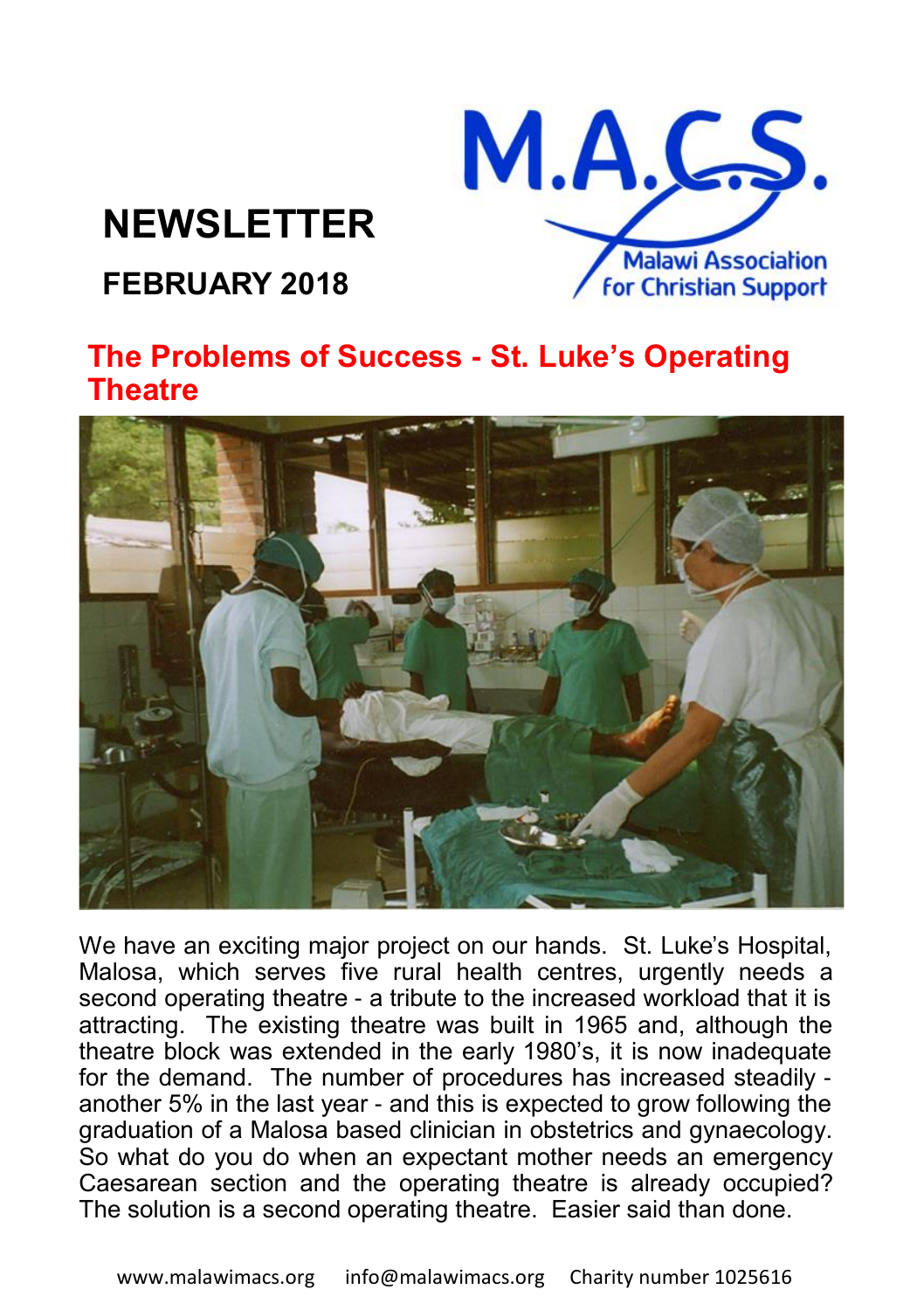# NEWSLETTER

## FEBRUARY 2018

M.A.C.S.

Malawi Association for Christian Support

## The Problems of Success - St. Luke's Operating Theatre

We have an exciting major project on our hands. St. Luke's Hospital, Malosa, which serves five rural health centres, urgently needs a second operating theatre - a tribute to the increased workload that it is attracting. The existing theatre was built in 1965 and, although the theatre block was extended in the early 1980's, it is now inadequate for the demand. The number of procedures has increased steadily - another 5% in the last year - and this is expected to grow following the graduation of a Malosa based clinician in obstetrics and gynaecology. So what do you do when an expectant mother needs an emergency Caesarean section and the operating theatre is already occupied? The solution is a second operating theatre. Easier said than done.

www.malawimacs.org info@malawimacs.org Charity number 1025616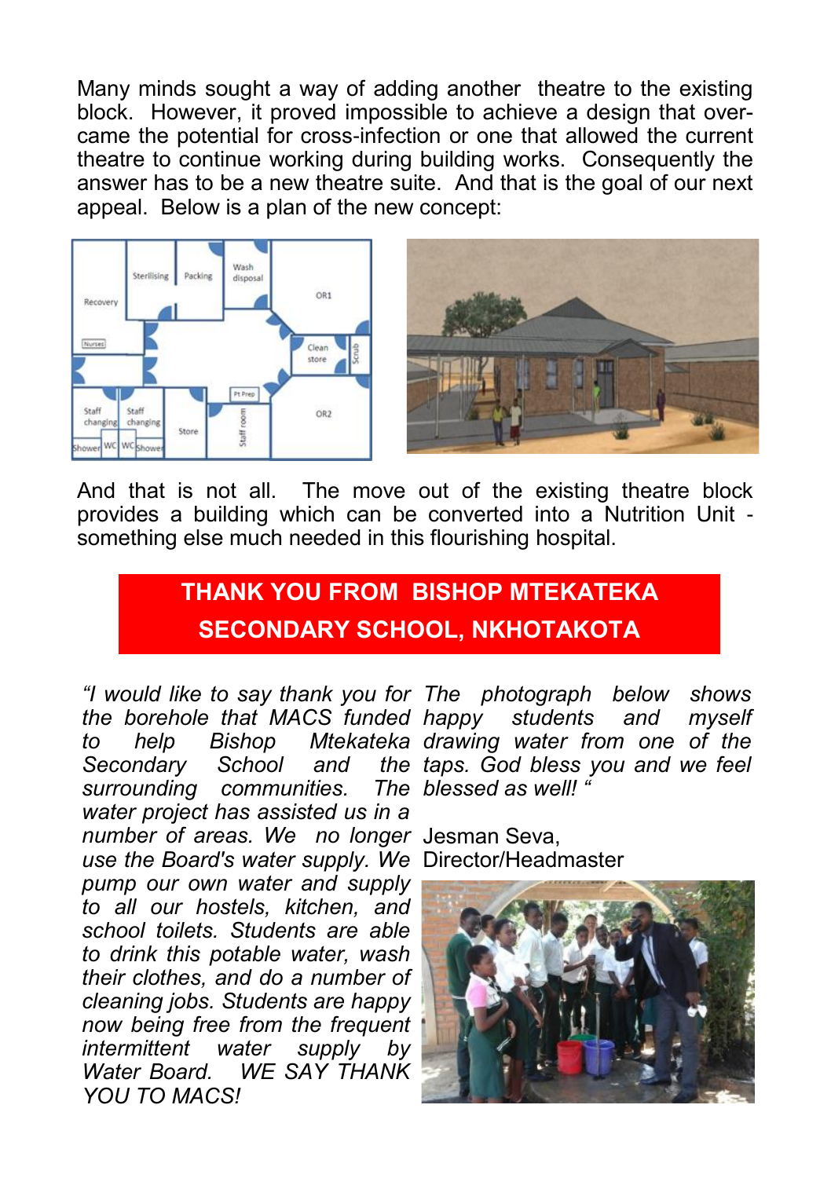Many minds sought a way of adding another theatre to the existing block. However, it proved impossible to achieve a design that overcame the potential for cross-infection or one that allowed the current theatre to continue working during building works. Consequently the answer has to be a new theatre suite. And that is the goal of our next appeal. Below is a plan of the new concept:

And that is not all. The move out of the existing theatre block provides a building which can be converted into a Nutrition Unit - something else much needed in this flourishing hospital.

## THANK YOU FROM BISHOP MTEKATEKA SECONDARY SCHOOL, NKHOTAKOTA

*"I would like to say thank you for the borehole that MACS funded to help Bishop Mtekateka Secondary School and the surrounding communities. The water project has assisted us in a number of areas. We no longer use the Board's water supply. We pump our own water and supply to all our hostels, kitchen, and school toilets. Students are able to drink this potable water, wash their clothes, and do a number of cleaning jobs. Students are happy now being free from the frequent intermittent water supply by Water Board. WE SAY THANK YOU TO MACS! The photograph below shows happy students and myself drawing water from one of the taps. God bless you and we feel blessed as well! "*

Jesman Seva,
Director/Headmaster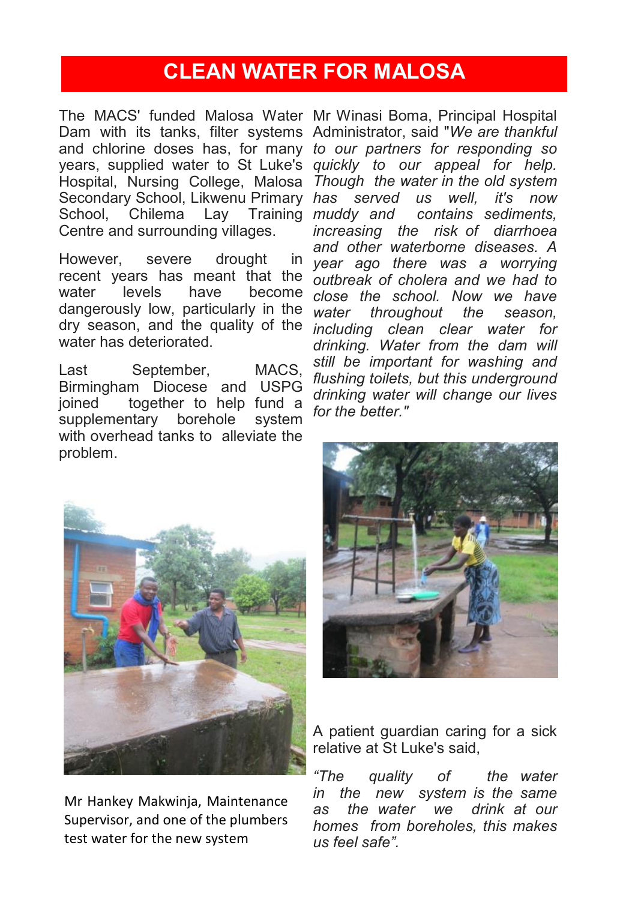# CLEAN WATER FOR MALOSA

The MACS' funded Malosa Water Dam with its tanks, filter systems and chlorine doses has, for many years, supplied water to St Luke's Hospital, Nursing College, Malosa Secondary School, Likwenu Primary School, Chilema Lay Training Centre and surrounding villages.

However, severe drought in recent years has meant that the water levels have become dangerously low, particularly in the dry season, and the quality of the water has deteriorated.

Last September, MACS, Birmingham Diocese and USPG joined together to help fund a supplementary borehole system with overhead tanks to alleviate the problem.

Mr Winasi Boma, Principal Hospital Administrator, said "*We are thankful to our partners for responding so quickly to our appeal for help. Though the water in the old system has served us well, it's now muddy and contains sediments, increasing the risk of diarrhoea and other waterborne diseases. A year ago there was a worrying outbreak of cholera and we had to close the school. Now we have water throughout the season, including clean clear water for drinking. Water from the dam will still be important for washing and flushing toilets, but this underground drinking water will change our lives for the better.*"

Mr Hankey Makwinja, Maintenance Supervisor, and one of the plumbers test water for the new system

A patient guardian caring for a sick relative at St Luke's said,

*"The quality of the water in the new system is the same as the water we drink at our homes from boreholes, this makes us feel safe".*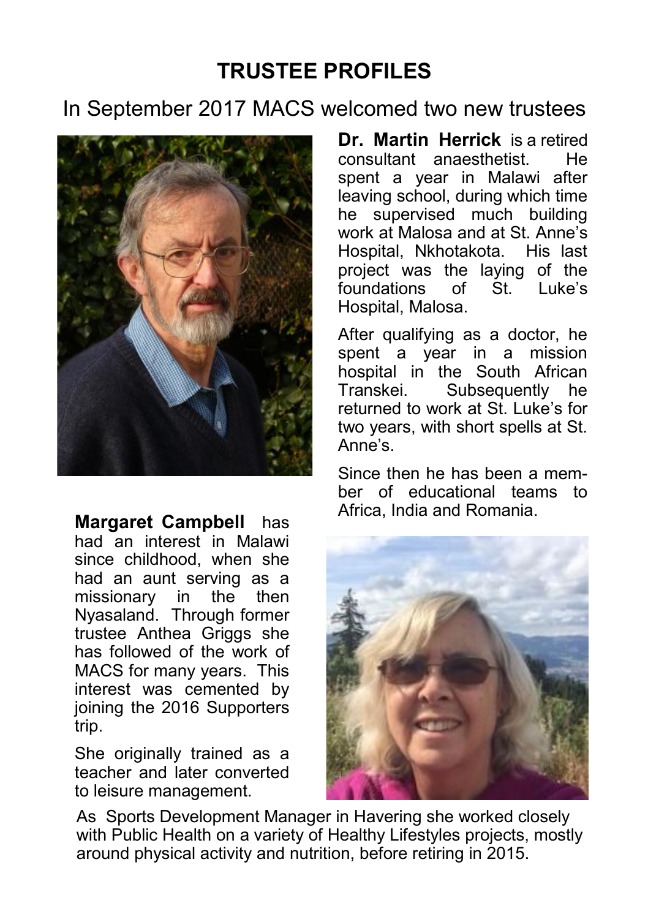# TRUSTEE PROFILES

## In September 2017 MACS welcomed two new trustees

**Dr. Martin Herrick** is a retired consultant anaesthetist. He spent a year in Malawi after leaving school, during which time he supervised much building work at Malosa and at St. Anne's Hospital, Nkhotakota. His last project was the laying of the foundations of St. Luke's Hospital, Malosa.

After qualifying as a doctor, he spent a year in a mission hospital in the South African Transkei. Subsequently he returned to work at St. Luke's for two years, with short spells at St. Anne's.

Since then he has been a member of educational teams to Africa, India and Romania.

**Margaret Campbell** has had an interest in Malawi since childhood, when she had an aunt serving as a missionary in the then Nyasaland. Through former trustee Anthea Griggs she has followed of the work of MACS for many years. This interest was cemented by joining the 2016 Supporters trip.

She originally trained as a teacher and later converted to leisure management.

As Sports Development Manager in Havering she worked closely with Public Health on a variety of Healthy Lifestyles projects, mostly around physical activity and nutrition, before retiring in 2015.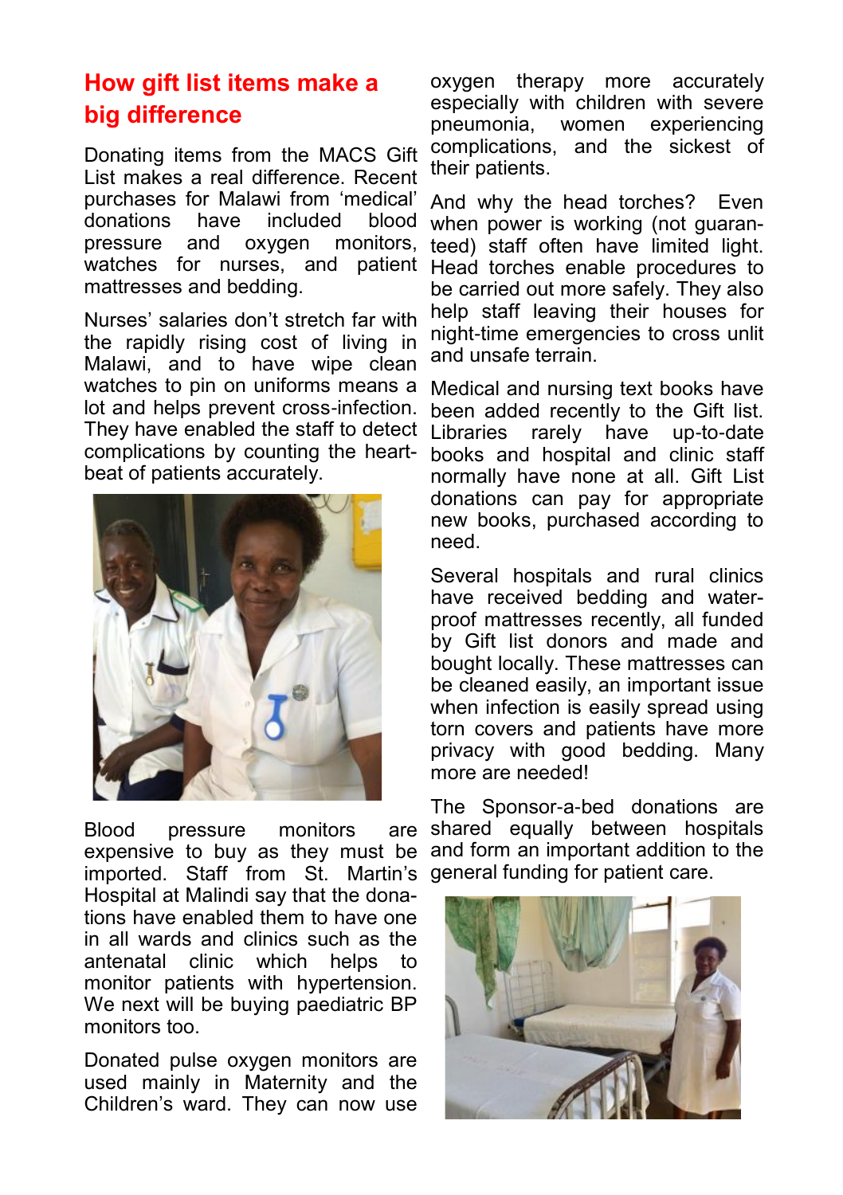## How gift list items make a big difference

Donating items from the MACS Gift List makes a real difference. Recent purchases for Malawi from 'medical' donations have included blood pressure and oxygen monitors, watches for nurses, and patient mattresses and bedding.

Nurses' salaries don't stretch far with the rapidly rising cost of living in Malawi, and to have wipe clean watches to pin on uniforms means a lot and helps prevent cross-infection. They have enabled the staff to detect complications by counting the heartbeat of patients accurately.

Blood pressure monitors are expensive to buy as they must be imported. Staff from St. Martin's Hospital at Malindi say that the donations have enabled them to have one in all wards and clinics such as the antenatal clinic which helps to monitor patients with hypertension. We next will be buying paediatric BP monitors too.

Donated pulse oxygen monitors are used mainly in Maternity and the Children's ward. They can now use oxygen therapy more accurately especially with children with severe pneumonia, women experiencing complications, and the sickest of their patients.

And why the head torches? Even when power is working (not guaranteed) staff often have limited light. Head torches enable procedures to be carried out more safely. They also help staff leaving their houses for night-time emergencies to cross unlit and unsafe terrain.

Medical and nursing text books have been added recently to the Gift list. Libraries rarely have up-to-date books and hospital and clinic staff normally have none at all. Gift List donations can pay for appropriate new books, purchased according to need.

Several hospitals and rural clinics have received bedding and waterproof mattresses recently, all funded by Gift list donors and made and bought locally. These mattresses can be cleaned easily, an important issue when infection is easily spread using torn covers and patients have more privacy with good bedding. Many more are needed!

The Sponsor-a-bed donations are shared equally between hospitals and form an important addition to the general funding for patient care.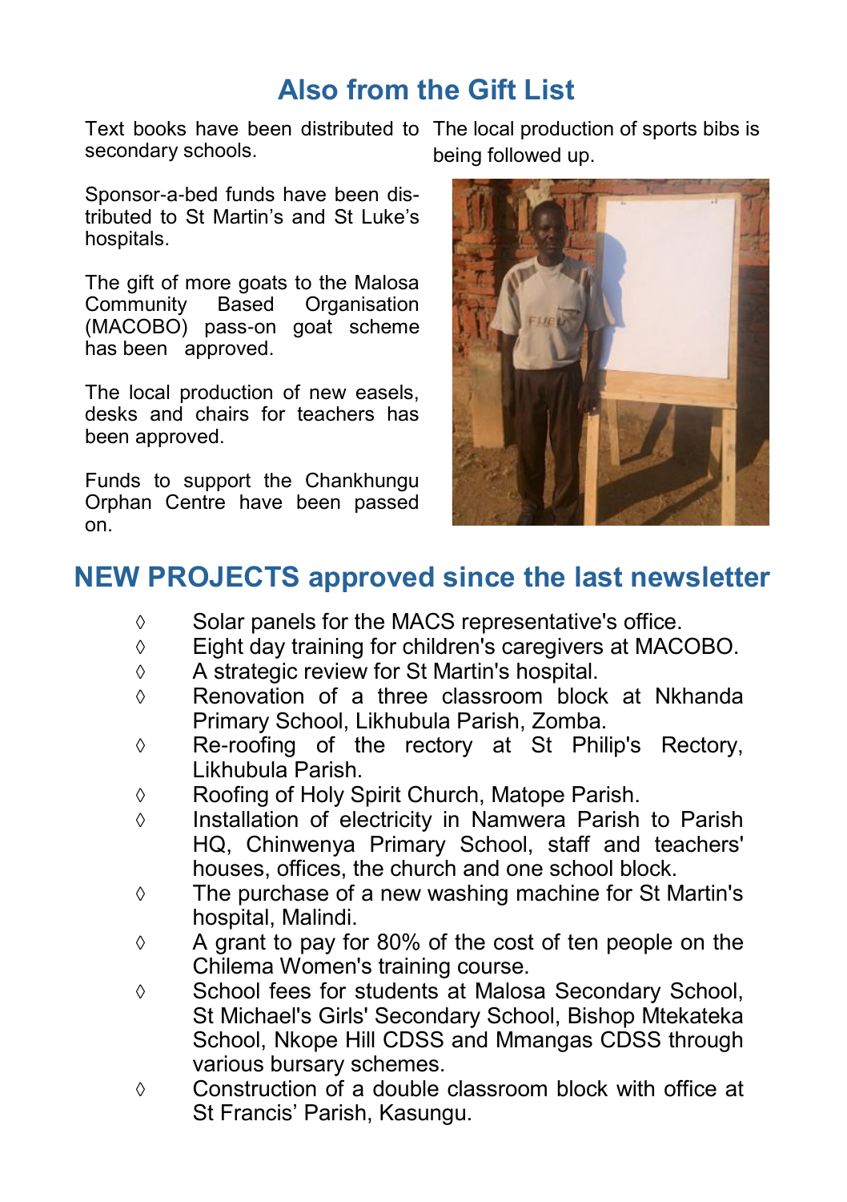## Also from the Gift List

Text books have been distributed to secondary schools.

Sponsor-a-bed funds have been distributed to St Martin's and St Luke's hospitals.

The gift of more goats to the Malosa Community Based Organisation (MACOBO) pass-on goat scheme has been approved.

The local production of new easels, desks and chairs for teachers has been approved.

Funds to support the Chankhungu Orphan Centre have been passed on.

The local production of sports bibs is being followed up.

## NEW PROJECTS approved since the last newsletter

- Solar panels for the MACS representative's office.
- Eight day training for children's caregivers at MACOBO.
- A strategic review for St Martin's hospital.
- Renovation of a three classroom block at Nkhanda Primary School, Likhubula Parish, Zomba.
- Re-roofing of the rectory at St Philip's Rectory, Likhubula Parish.
- Roofing of Holy Spirit Church, Matope Parish.
- Installation of electricity in Namwera Parish to Parish HQ, Chinwenya Primary School, staff and teachers' houses, offices, the church and one school block.
- The purchase of a new washing machine for St Martin's hospital, Malindi.
- A grant to pay for 80% of the cost of ten people on the Chilema Women's training course.
- School fees for students at Malosa Secondary School, St Michael's Girls' Secondary School, Bishop Mtekateka School, Nkope Hill CDSS and Mmangas CDSS through various bursary schemes.
- Construction of a double classroom block with office at St Francis' Parish, Kasungu.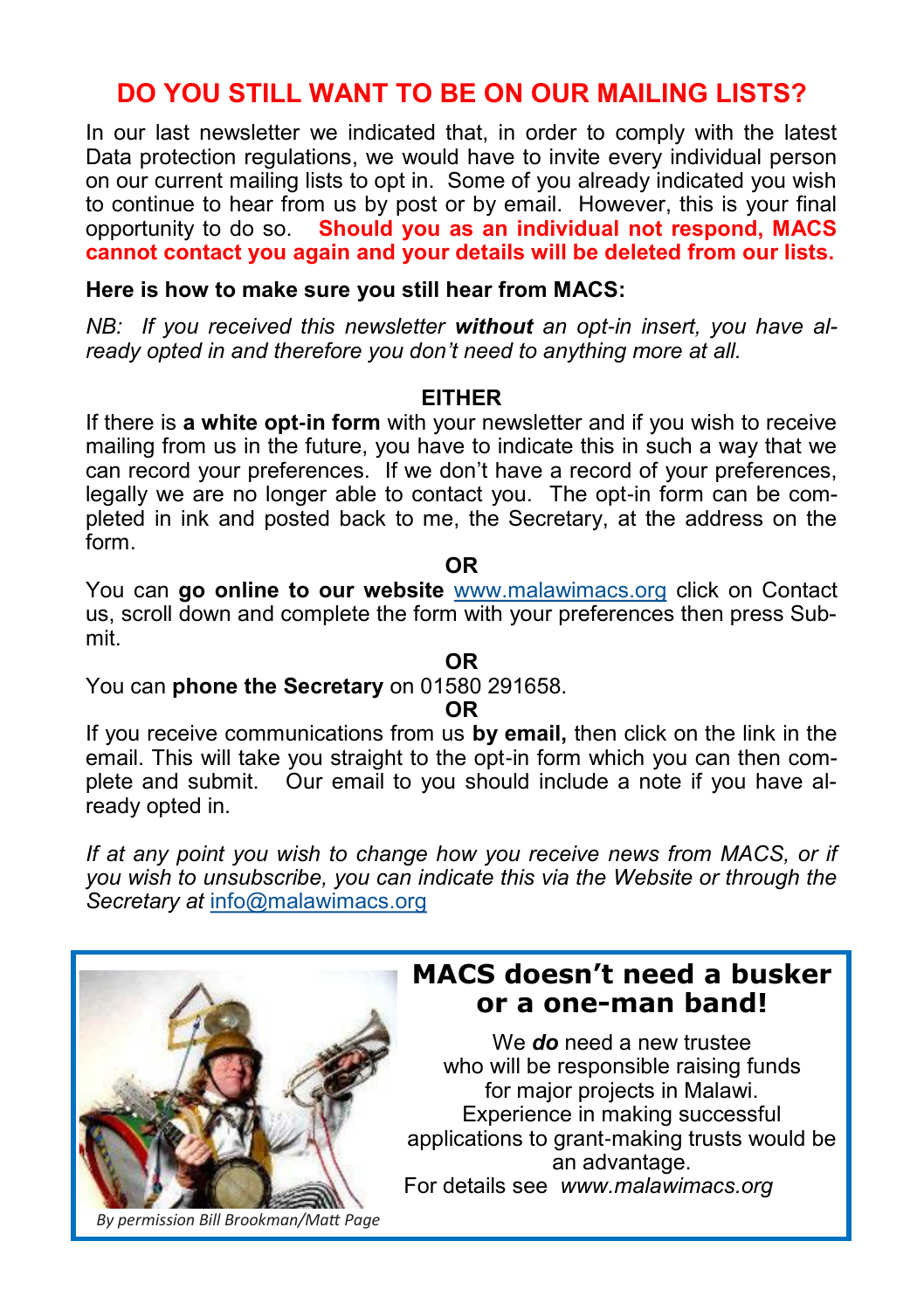# DO YOU STILL WANT TO BE ON OUR MAILING LISTS?

In our last newsletter we indicated that, in order to comply with the latest Data protection regulations, we would have to invite every individual person on our current mailing lists to opt in. Some of you already indicated you wish to continue to hear from us by post or by email. However, this is your final opportunity to do so. **Should you as an individual not respond, MACS cannot contact you again and your details will be deleted from our lists.**

**Here is how to make sure you still hear from MACS:**

*NB: If you received this newsletter **without** an opt-in insert, you have already opted in and therefore you don't need to anything more at all.*

**EITHER**

If there is **a white opt-in form** with your newsletter and if you wish to receive mailing from us in the future, you have to indicate this in such a way that we can record your preferences. If we don't have a record of your preferences, legally we are no longer able to contact you. The opt-in form can be completed in ink and posted back to me, the Secretary, at the address on the form.

**OR**

You can **go online to our website** www.malawimacs.org click on Contact us, scroll down and complete the form with your preferences then press Submit.

**OR**

You can **phone the Secretary** on 01580 291658.

**OR**

If you receive communications from us **by email,** then click on the link in the email. This will take you straight to the opt-in form which you can then complete and submit. Our email to you should include a note if you have already opted in.

*If at any point you wish to change how you receive news from MACS, or if you wish to unsubscribe, you can indicate this via the Website or through the Secretary at* info@malawimacs.org

## MACS doesn't need a busker or a one-man band!

We ***do*** need a new trustee who will be responsible raising funds for major projects in Malawi. Experience in making successful applications to grant-making trusts would be an advantage.

For details see *www.malawimacs.org*

*By permission Bill Brookman/Matt Page*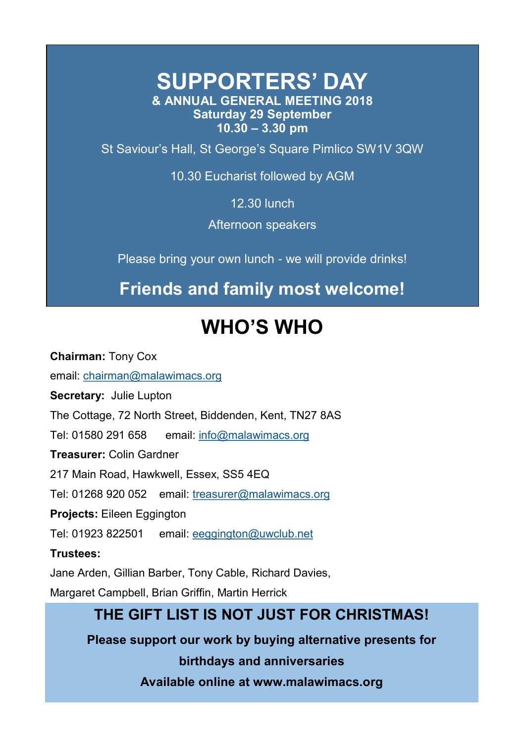# SUPPORTERS' DAY

**& ANNUAL GENERAL MEETING 2018**
**Saturday 29 September**
**10.30 – 3.30 pm**

St Saviour's Hall, St George's Square Pimlico SW1V 3QW

10.30 Eucharist followed by AGM

12.30 lunch

Afternoon speakers

Please bring your own lunch - we will provide drinks!

## Friends and family most welcome!

# WHO'S WHO

**Chairman:** Tony Cox

email: chairman@malawimacs.org

**Secretary:** Julie Lupton

The Cottage, 72 North Street, Biddenden, Kent, TN27 8AS

Tel: 01580 291 658 email: info@malawimacs.org

**Treasurer:** Colin Gardner

217 Main Road, Hawkwell, Essex, SS5 4EQ

Tel: 01268 920 052 email: treasurer@malawimacs.org

**Projects:** Eileen Eggington

Tel: 01923 822501 email: eeggington@uwclub.net

**Trustees:**

Jane Arden, Gillian Barber, Tony Cable, Richard Davies,

Margaret Campbell, Brian Griffin, Martin Herrick

## THE GIFT LIST IS NOT JUST FOR CHRISTMAS!

**Please support our work by buying alternative presents for birthdays and anniversaries**

**Available online at www.malawimacs.org**